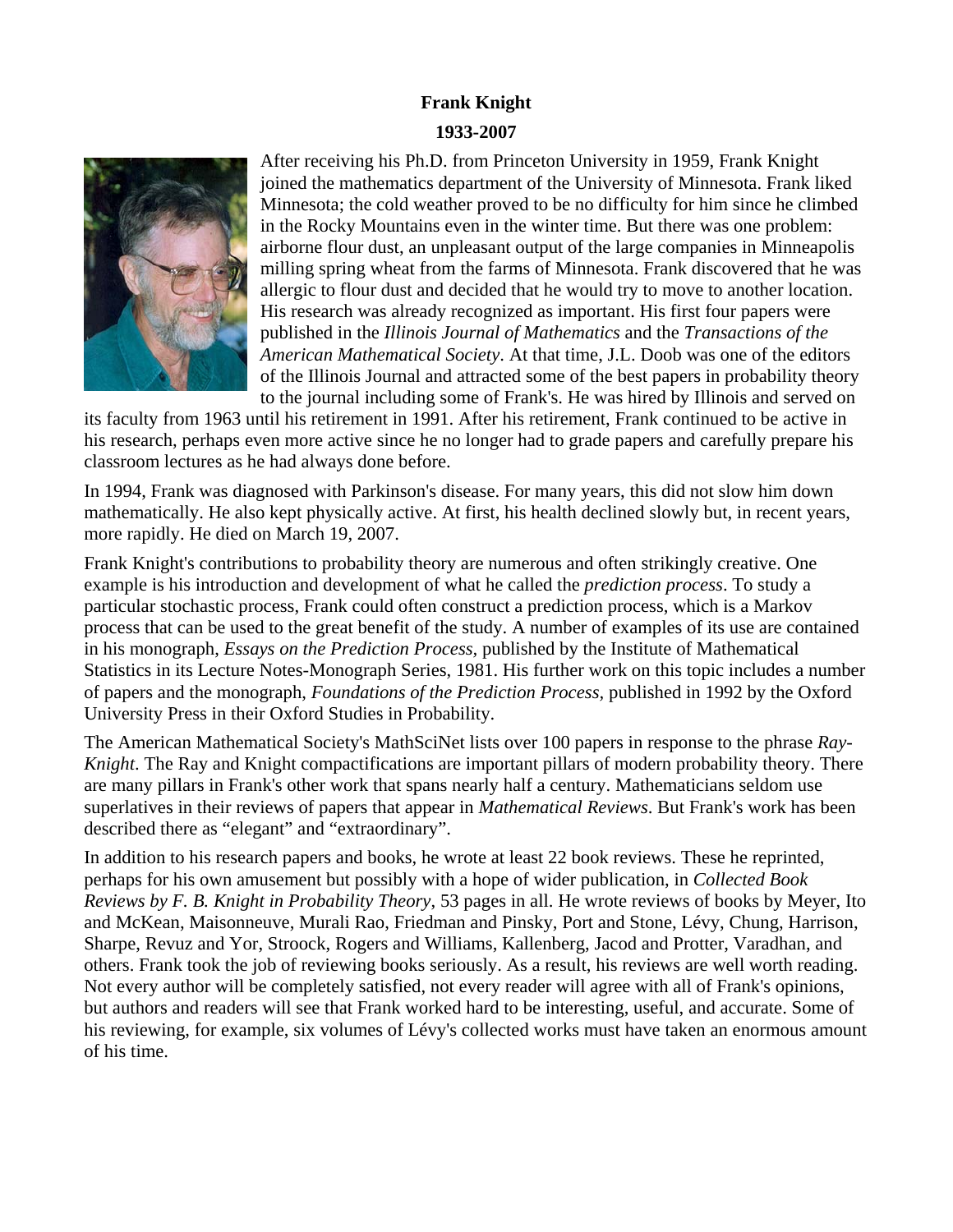# Frank Knight

## 1933-2007

After receiving his Ph.D. from Princeton University in 1959, Frank Knight joined the mathematics department of the University of Minnesota. Frank liked Minnesota; the cold weather proved to be no difficulty for him since he climbed in the Rocky Mountains even in the winter time. But there was one problem: airborne flour dust, an unpleasant output of the large companies in Minneapolis milling spring wheat from the farms of Minnesota. Frank discovered that he was allergic to flour dust and decided that he would try to move to another location. His research was already recognized as important. His first four papers were published in the *Illinois Journal of Mathematics* and the *Transactions of the American Mathematical Society*. At that time, J.L. Doob was one of the editors of the Illinois Journal and attracted some of the best papers in probability theory to the journal including some of Frank's. He was hired by Illinois and served on its faculty from 1963 until his retirement in 1991. After his retirement, Frank continued to be active in his research, perhaps even more active since he no longer had to grade papers and carefully prepare his classroom lectures as he had always done before.

In 1994, Frank was diagnosed with Parkinson's disease. For many years, this did not slow him down mathematically. He also kept physically active. At first, his health declined slowly but, in recent years, more rapidly. He died on March 19, 2007.

Frank Knight's contributions to probability theory are numerous and often strikingly creative. One example is his introduction and development of what he called the *prediction process*. To study a particular stochastic process, Frank could often construct a prediction process, which is a Markov process that can be used to the great benefit of the study. A number of examples of its use are contained in his monograph, *Essays on the Prediction Process*, published by the Institute of Mathematical Statistics in its Lecture Notes-Monograph Series, 1981. His further work on this topic includes a number of papers and the monograph, *Foundations of the Prediction Process*, published in 1992 by the Oxford University Press in their Oxford Studies in Probability.

The American Mathematical Society's MathSciNet lists over 100 papers in response to the phrase *Ray-Knight*. The Ray and Knight compactifications are important pillars of modern probability theory. There are many pillars in Frank's other work that spans nearly half a century. Mathematicians seldom use superlatives in their reviews of papers that appear in *Mathematical Reviews*. But Frank's work has been described there as "elegant" and "extraordinary".

In addition to his research papers and books, he wrote at least 22 book reviews. These he reprinted, perhaps for his own amusement but possibly with a hope of wider publication, in *Collected Book Reviews by F. B. Knight in Probability Theory*, 53 pages in all. He wrote reviews of books by Meyer, Ito and McKean, Maisonneuve, Murali Rao, Friedman and Pinsky, Port and Stone, Lévy, Chung, Harrison, Sharpe, Revuz and Yor, Stroock, Rogers and Williams, Kallenberg, Jacod and Protter, Varadhan, and others. Frank took the job of reviewing books seriously. As a result, his reviews are well worth reading. Not every author will be completely satisfied, not every reader will agree with all of Frank's opinions, but authors and readers will see that Frank worked hard to be interesting, useful, and accurate. Some of his reviewing, for example, six volumes of Lévy's collected works must have taken an enormous amount of his time.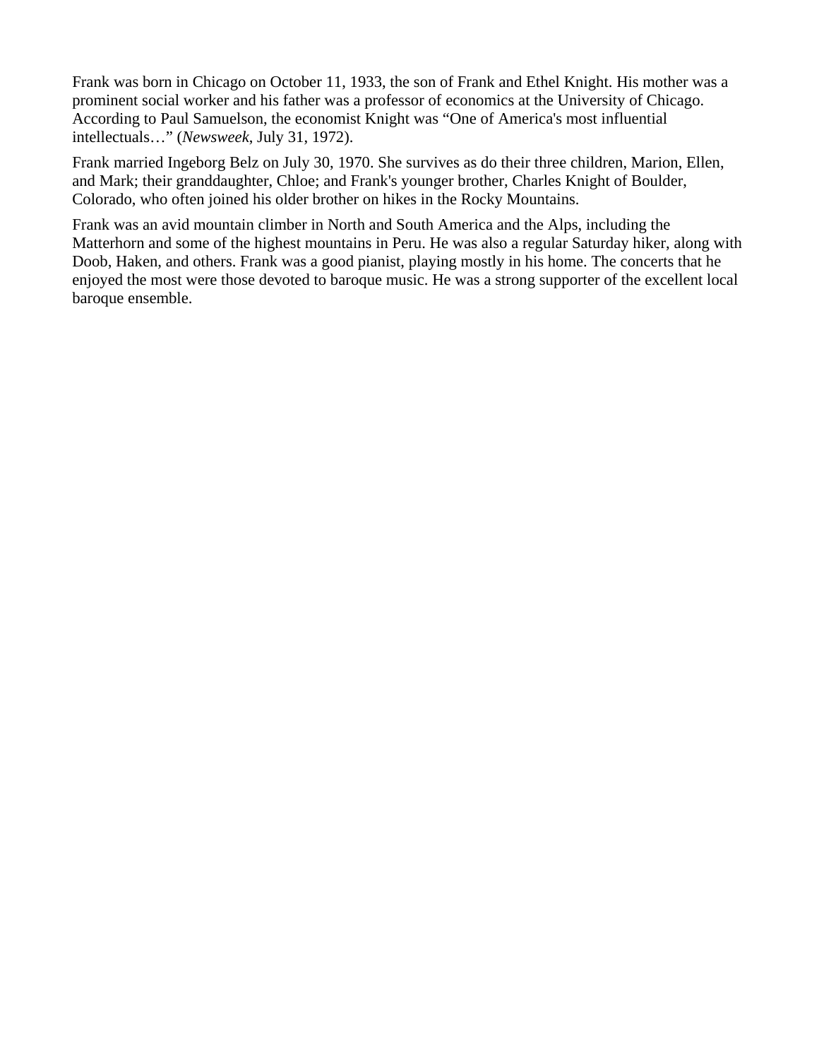Frank was born in Chicago on October 11, 1933, the son of Frank and Ethel Knight. His mother was a prominent social worker and his father was a professor of economics at the University of Chicago. According to Paul Samuelson, the economist Knight was "One of America's most influential intellectuals…" (*Newsweek*, July 31, 1972).

Frank married Ingeborg Belz on July 30, 1970. She survives as do their three children, Marion, Ellen, and Mark; their granddaughter, Chloe; and Frank's younger brother, Charles Knight of Boulder, Colorado, who often joined his older brother on hikes in the Rocky Mountains.

Frank was an avid mountain climber in North and South America and the Alps, including the Matterhorn and some of the highest mountains in Peru. He was also a regular Saturday hiker, along with Doob, Haken, and others. Frank was a good pianist, playing mostly in his home. The concerts that he enjoyed the most were those devoted to baroque music. He was a strong supporter of the excellent local baroque ensemble.